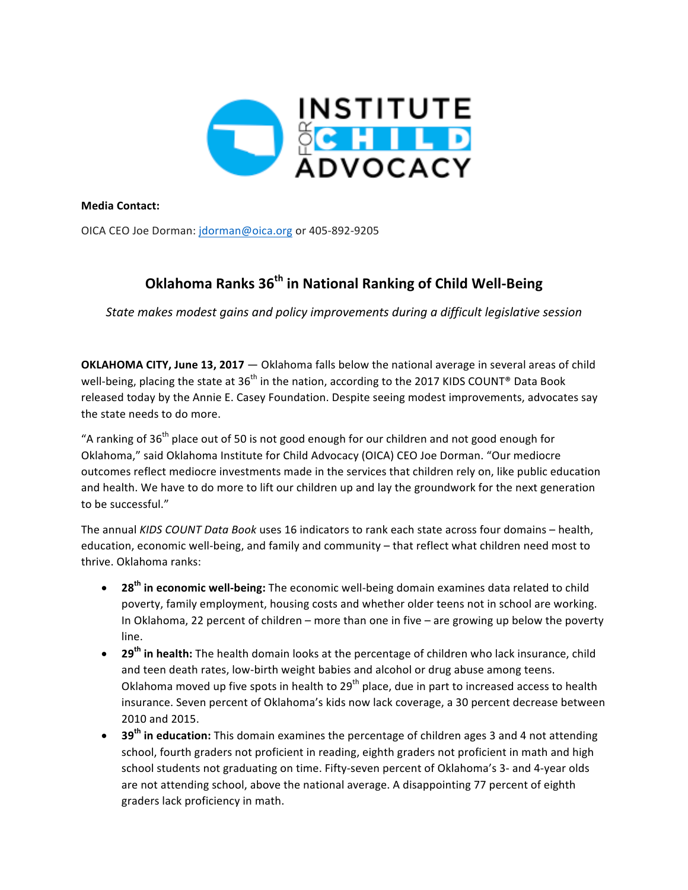**Media Contact:**

OICA CEO Joe Dorman: jdorman@oica.org or 405-892-9205

# Oklahoma Ranks 36th in National Ranking of Child Well-Being

*State makes modest gains and policy improvements during a difficult legislative session*

**OKLAHOMA CITY, June 13, 2017** — Oklahoma falls below the national average in several areas of child well-being, placing the state at 36th in the nation, according to the 2017 KIDS COUNT® Data Book released today by the Annie E. Casey Foundation. Despite seeing modest improvements, advocates say the state needs to do more.

"A ranking of 36th place out of 50 is not good enough for our children and not good enough for Oklahoma," said Oklahoma Institute for Child Advocacy (OICA) CEO Joe Dorman. "Our mediocre outcomes reflect mediocre investments made in the services that children rely on, like public education and health. We have to do more to lift our children up and lay the groundwork for the next generation to be successful."

The annual *KIDS COUNT Data Book* uses 16 indicators to rank each state across four domains – health, education, economic well-being, and family and community – that reflect what children need most to thrive. Oklahoma ranks:

- **28th in economic well-being:** The economic well-being domain examines data related to child poverty, family employment, housing costs and whether older teens not in school are working. In Oklahoma, 22 percent of children – more than one in five – are growing up below the poverty line.
- **29th in health:** The health domain looks at the percentage of children who lack insurance, child and teen death rates, low-birth weight babies and alcohol or drug abuse among teens. Oklahoma moved up five spots in health to 29th place, due in part to increased access to health insurance. Seven percent of Oklahoma's kids now lack coverage, a 30 percent decrease between 2010 and 2015.
- **39th in education:** This domain examines the percentage of children ages 3 and 4 not attending school, fourth graders not proficient in reading, eighth graders not proficient in math and high school students not graduating on time. Fifty-seven percent of Oklahoma's 3- and 4-year olds are not attending school, above the national average. A disappointing 77 percent of eighth graders lack proficiency in math.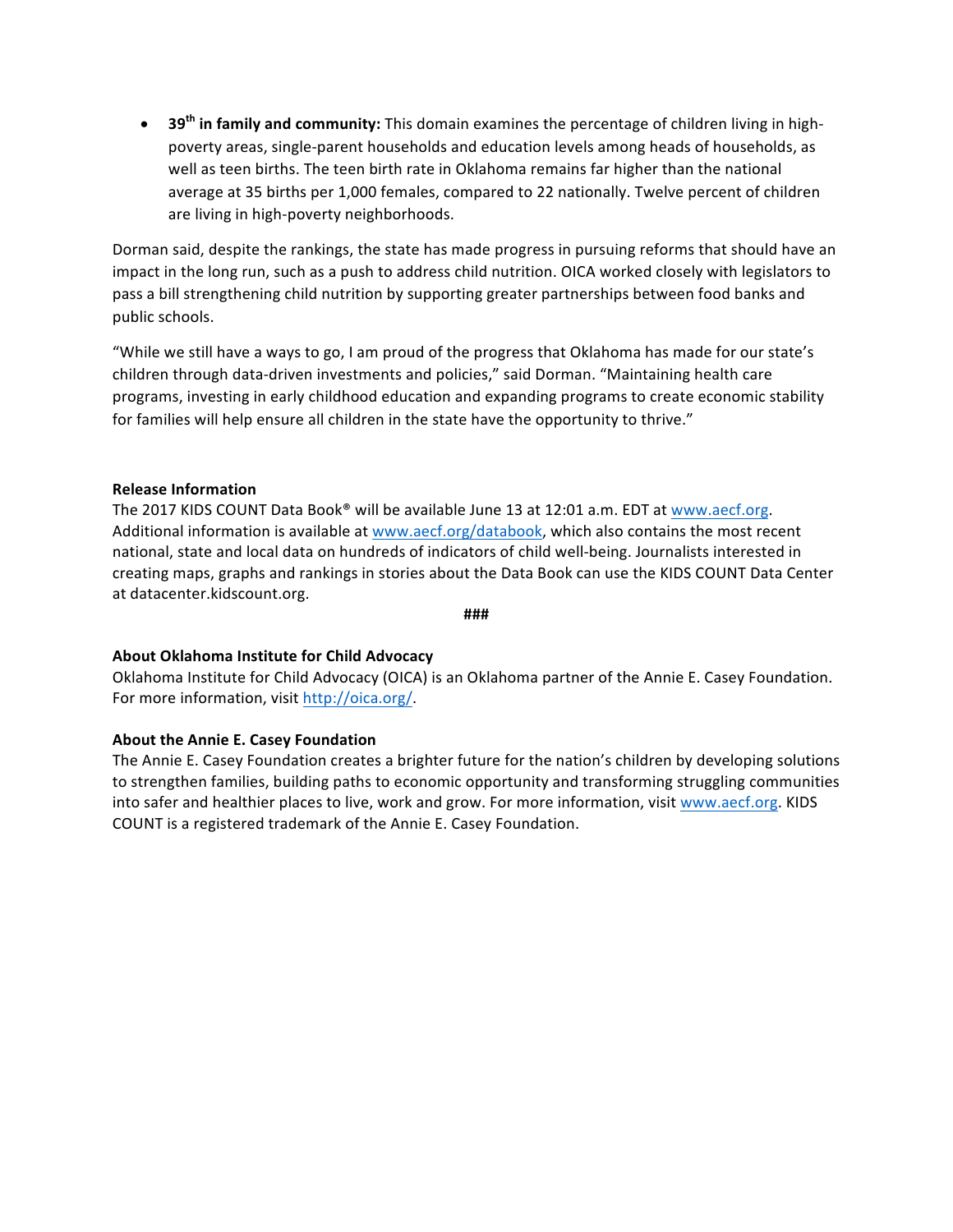- **39th in family and community:** This domain examines the percentage of children living in high-poverty areas, single-parent households and education levels among heads of households, as well as teen births. The teen birth rate in Oklahoma remains far higher than the national average at 35 births per 1,000 females, compared to 22 nationally. Twelve percent of children are living in high-poverty neighborhoods.

Dorman said, despite the rankings, the state has made progress in pursuing reforms that should have an impact in the long run, such as a push to address child nutrition. OICA worked closely with legislators to pass a bill strengthening child nutrition by supporting greater partnerships between food banks and public schools.

"While we still have a ways to go, I am proud of the progress that Oklahoma has made for our state's children through data-driven investments and policies," said Dorman. "Maintaining health care programs, investing in early childhood education and expanding programs to create economic stability for families will help ensure all children in the state have the opportunity to thrive."

**Release Information**
The 2017 KIDS COUNT Data Book® will be available June 13 at 12:01 a.m. EDT at www.aecf.org. Additional information is available at www.aecf.org/databook, which also contains the most recent national, state and local data on hundreds of indicators of child well-being. Journalists interested in creating maps, graphs and rankings in stories about the Data Book can use the KIDS COUNT Data Center at datacenter.kidscount.org.

###

**About Oklahoma Institute for Child Advocacy**
Oklahoma Institute for Child Advocacy (OICA) is an Oklahoma partner of the Annie E. Casey Foundation. For more information, visit http://oica.org/.

**About the Annie E. Casey Foundation**
The Annie E. Casey Foundation creates a brighter future for the nation's children by developing solutions to strengthen families, building paths to economic opportunity and transforming struggling communities into safer and healthier places to live, work and grow. For more information, visit www.aecf.org. KIDS COUNT is a registered trademark of the Annie E. Casey Foundation.